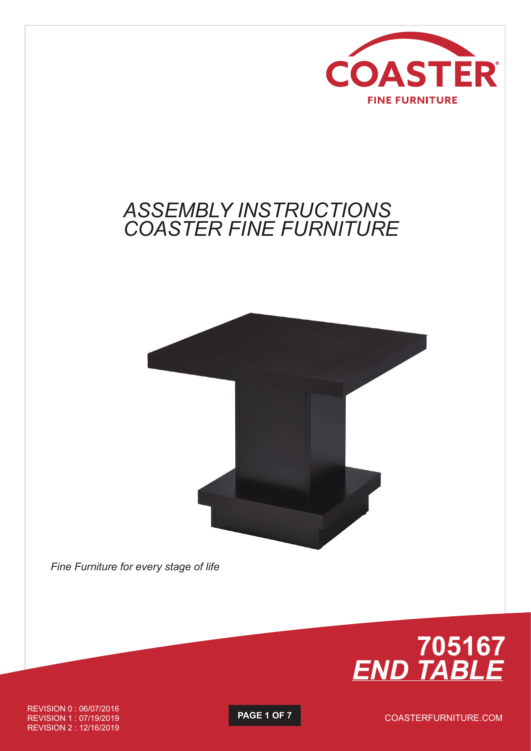COASTER

FINE FURNITURE

# ASSEMBLY INSTRUCTIONS
# COASTER FINE FURNITURE

*Fine Furniture for every stage of life*

# 705167
# *END TABLE*

REVISION 0 : 06/07/2016
REVISION 1 : 07/19/2019
REVISION 2 : 12/16/2019

COASTERFURNITURE.COM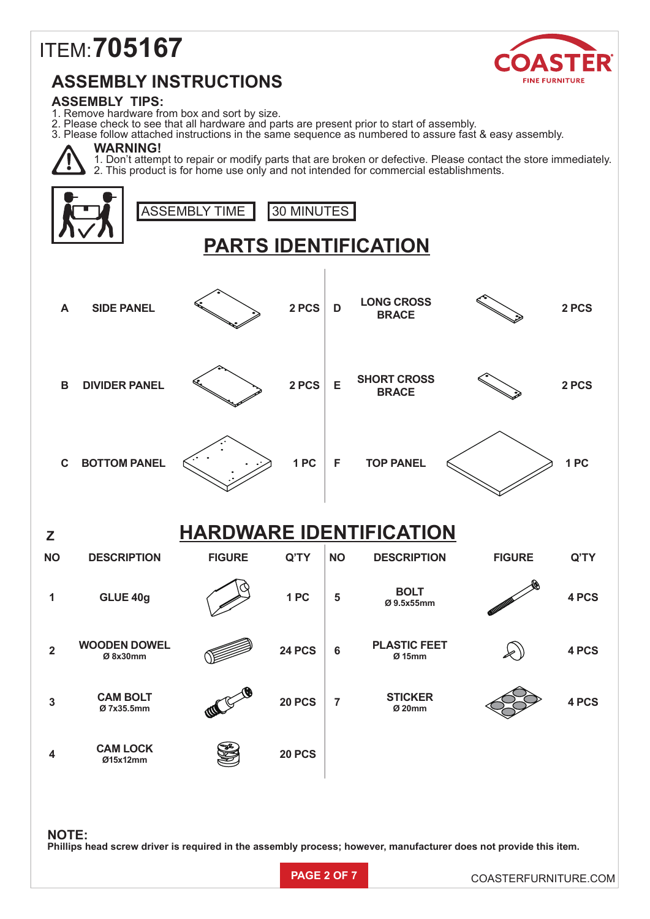# ITEM: 705167

COASTER FINE FURNITURE

## ASSEMBLY INSTRUCTIONS

### ASSEMBLY TIPS:

1. Remove hardware from box and sort by size.
2. Please check to see that all hardware and parts are present prior to start of assembly.
3. Please follow attached instructions in the same sequence as numbered to assure fast & easy assembly.

**WARNING!**

1. Don't attempt to repair or modify parts that are broken or defective. Please contact the store immediately.
2. This product is for home use only and not intended for commercial establishments.

ASSEMBLY TIME | 30 MINUTES

## PARTS IDENTIFICATION

| | | | | | |
|---|---|---|---|---|---|
| A | SIDE PANEL | 2 PCS | D | LONG CROSS BRACE | 2 PCS |
| B | DIVIDER PANEL | 2 PCS | E | SHORT CROSS BRACE | 2 PCS |
| C | BOTTOM PANEL | 1 PC | F | TOP PANEL | 1 PC |

## HARDWARE IDENTIFICATION

Z

| NO | DESCRIPTION | FIGURE | Q'TY | NO | DESCRIPTION | FIGURE | Q'TY |
|---|---|---|---|---|---|---|---|
| 1 | GLUE 40g | | 1 PC | 5 | BOLT Ø 9.5x55mm | | 4 PCS |
| 2 | WOODEN DOWEL Ø 8x30mm | | 24 PCS | 6 | PLASTIC FEET Ø 15mm | | 4 PCS |
| 3 | CAM BOLT Ø 7x35.5mm | | 20 PCS | 7 | STICKER Ø 20mm | | 4 PCS |
| 4 | CAM LOCK Ø15x12mm | | 20 PCS | | | | |

**NOTE:**
**Phillips head screw driver is required in the assembly process; however, manufacturer does not provide this item.**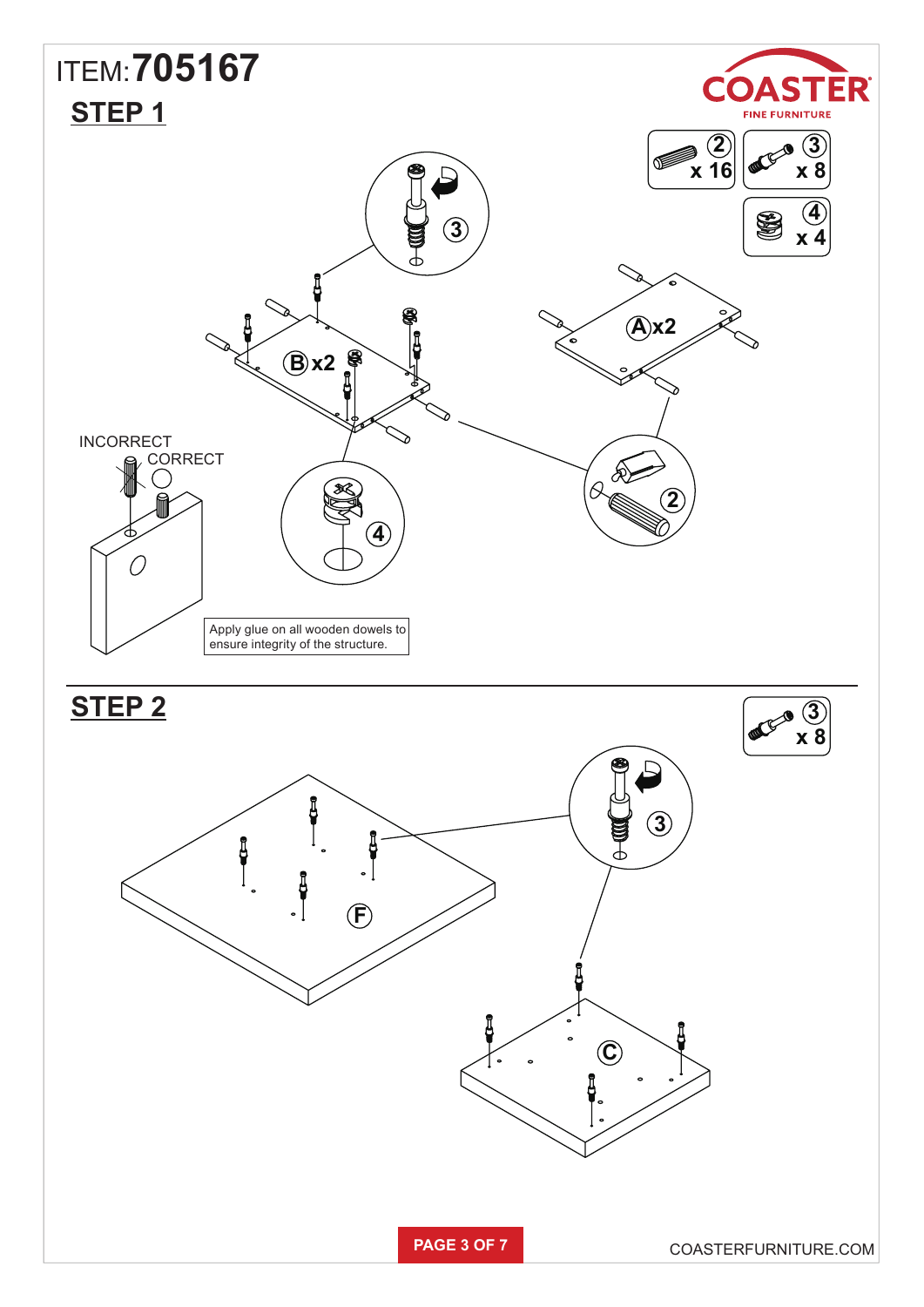ITEM: **705167**

## STEP 1

2 x 16

3 x 8

4 x 4

A x2

B x2

INCORRECT

CORRECT

Apply glue on all wooden dowels to ensure integrity of the structure.

## STEP 2

3 x 8

F

C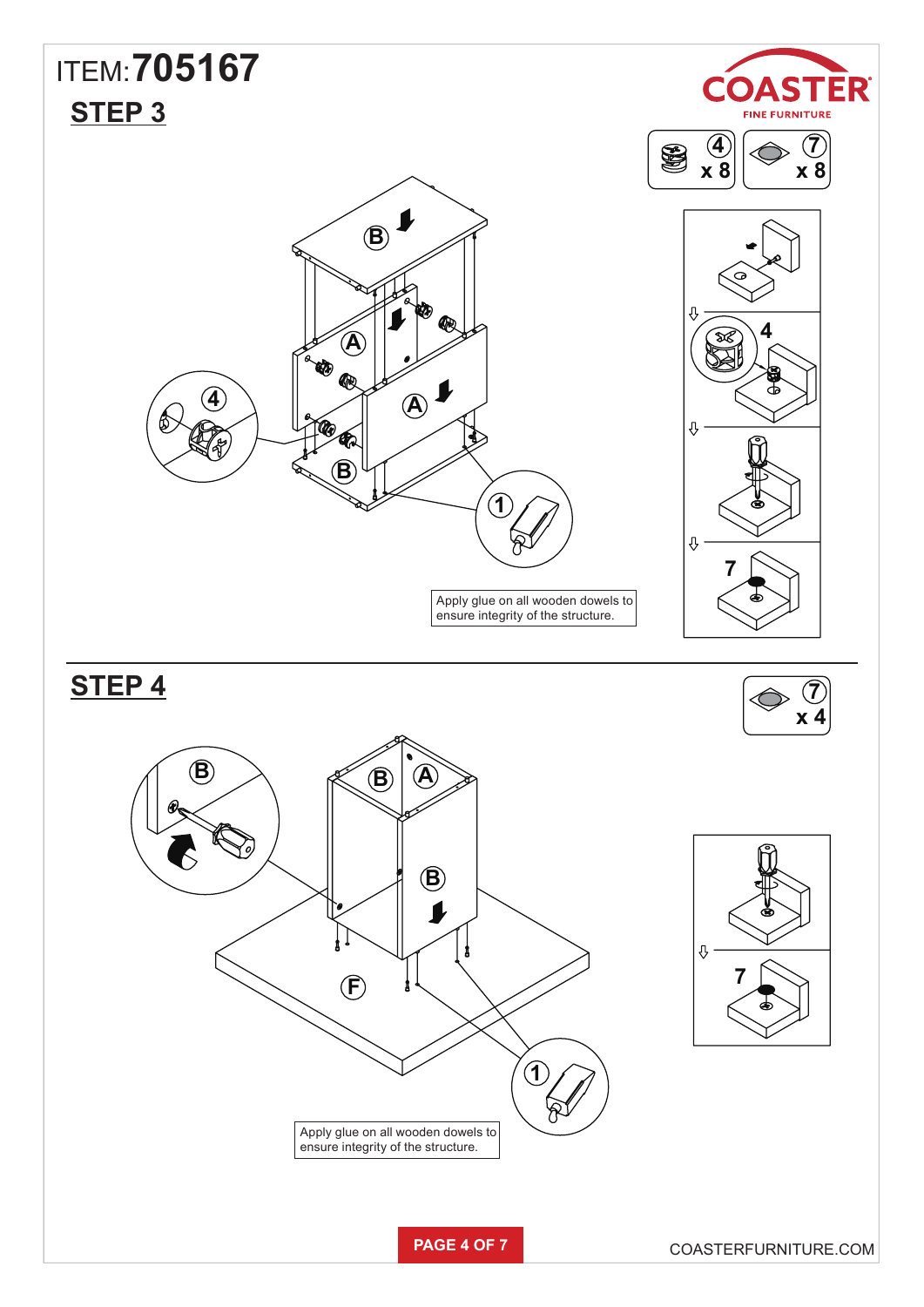ITEM: **705167**

## STEP 3

4 x 8

7 x 8

B

A

A

B

4

1

4

7

Apply glue on all wooden dowels to ensure integrity of the structure.

## STEP 4

7 x 4

B

B

A

B

F

1

7

Apply glue on all wooden dowels to ensure integrity of the structure.

COASTERFURNITURE.COM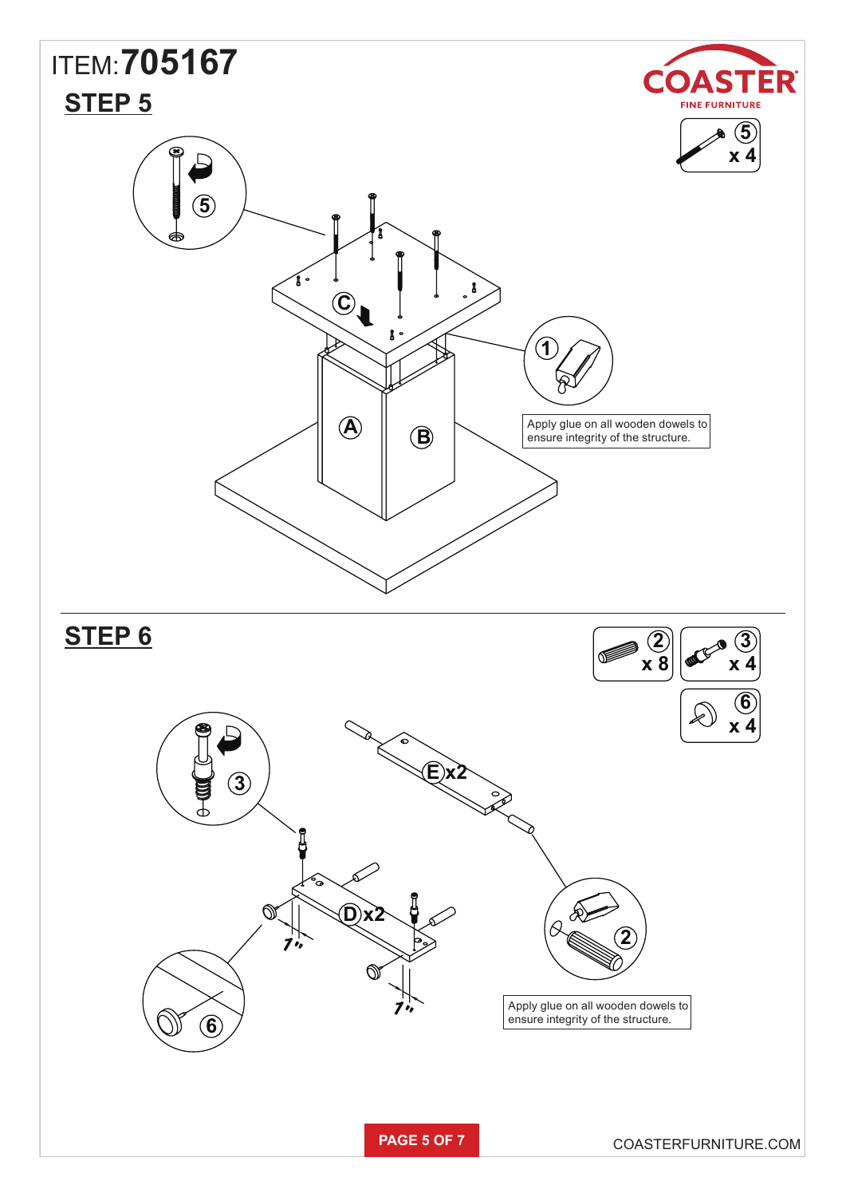ITEM: **705167**

COASTER
FINE FURNITURE

## STEP 5

5 x 4

C

A

B

5

1

Apply glue on all wooden dowels to ensure integrity of the structure.

## STEP 6

2 x 8

3 x 4

6 x 4

3

E x2

D x2

1"

1"

6

2

Apply glue on all wooden dowels to ensure integrity of the structure.

COASTERFURNITURE.COM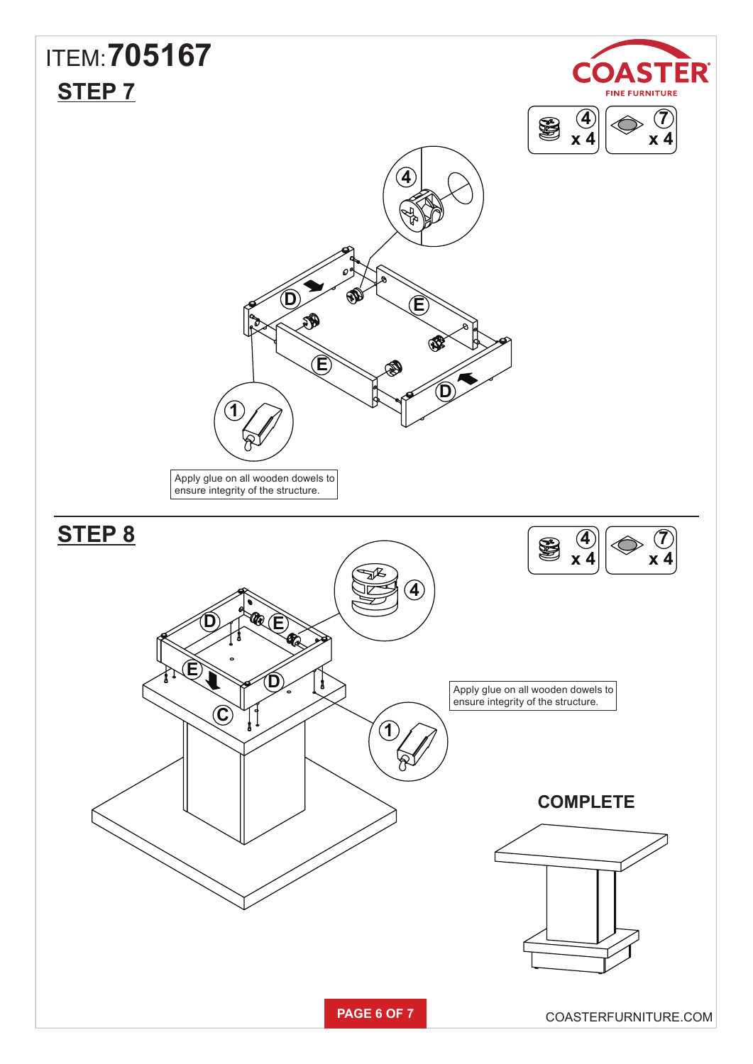ITEM: **705167**

## STEP 7

④ x 4 ⑦ x 4

Apply glue on all wooden dowels to ensure integrity of the structure.

## STEP 8

④ x 4 ⑦ x 4

Apply glue on all wooden dowels to ensure integrity of the structure.

**COMPLETE**

COASTERFURNITURE.COM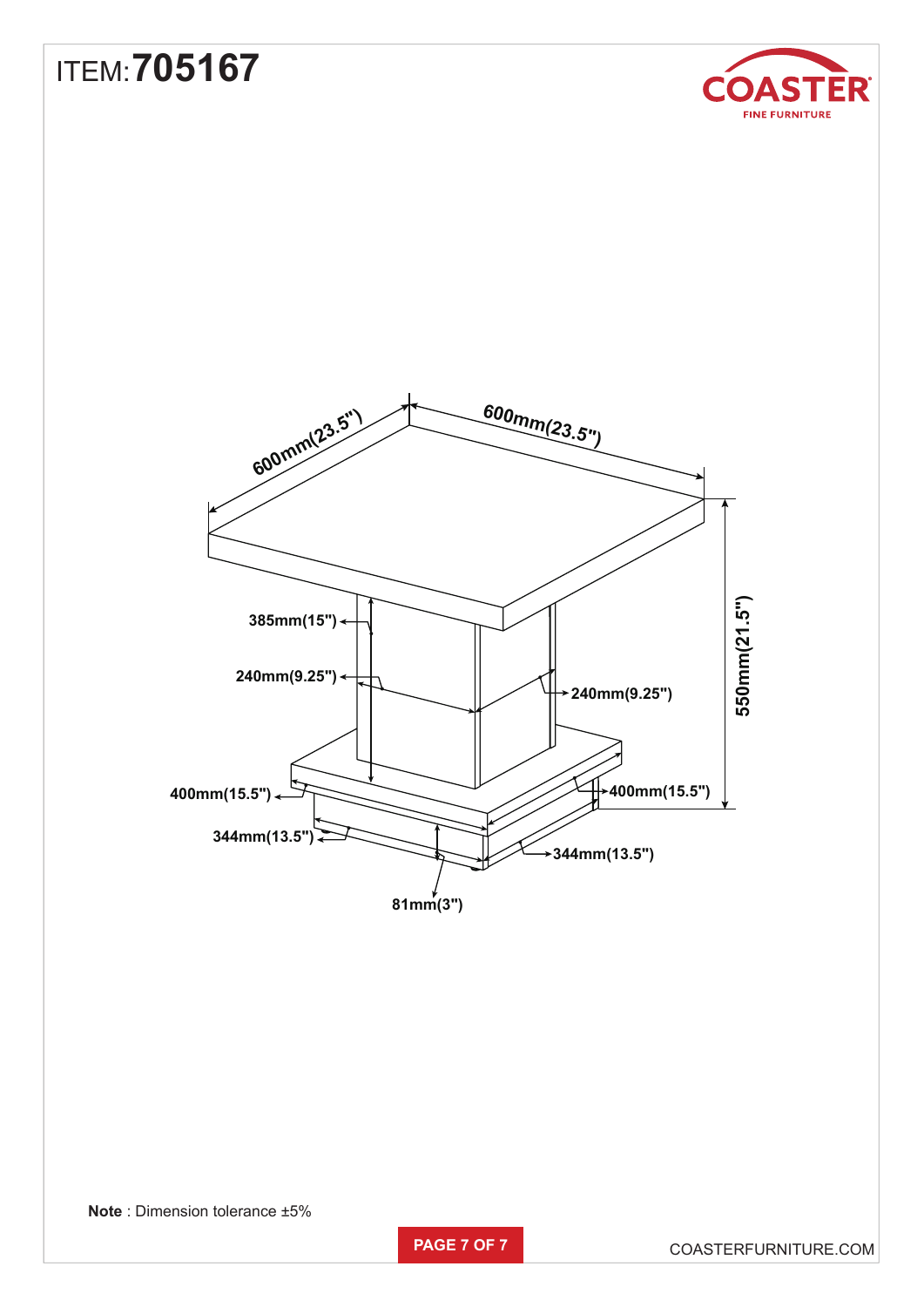# ITEM: 705167

COASTER
FINE FURNITURE

600mm(23.5")
600mm(23.5")
550mm(21.5")
385mm(15")
240mm(9.25")
240mm(9.25")
400mm(15.5")
400mm(15.5")
344mm(13.5")
344mm(13.5")
81mm(3")

**Note** : Dimension tolerance ±5%

COASTERFURNITURE.COM